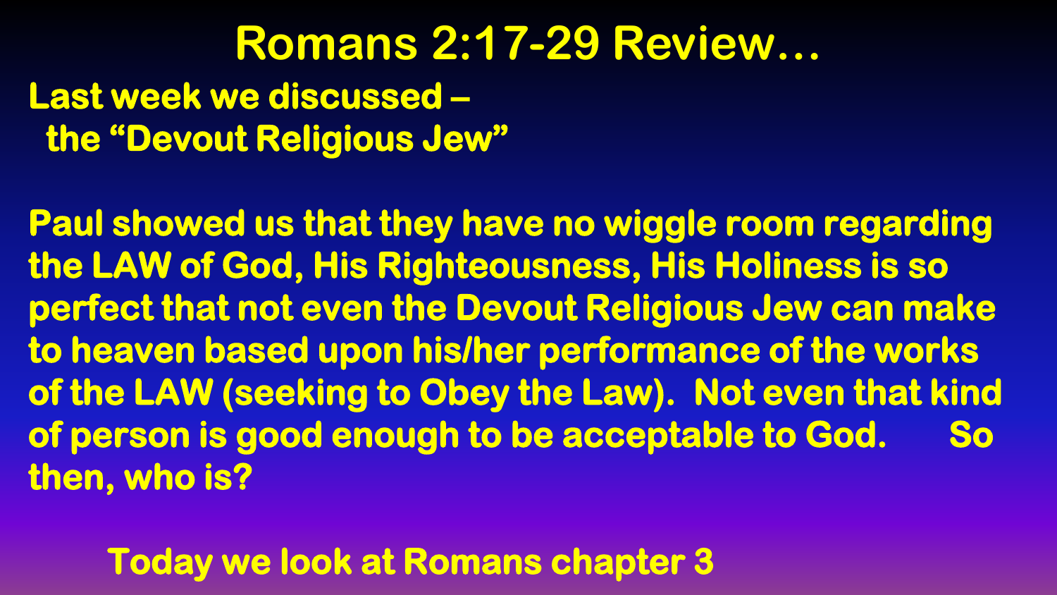# Romans 2:17-29 Review…

**Last week we discussed –
the "Devout Religious Jew"**

**Paul showed us that they have no wiggle room regarding the LAW of God, His Righteousness, His Holiness is so perfect that not even the Devout Religious Jew can make to heaven based upon his/her performance of the works of the LAW (seeking to Obey the Law). Not even that kind of person is good enough to be acceptable to God. So then, who is?**

**Today we look at Romans chapter 3**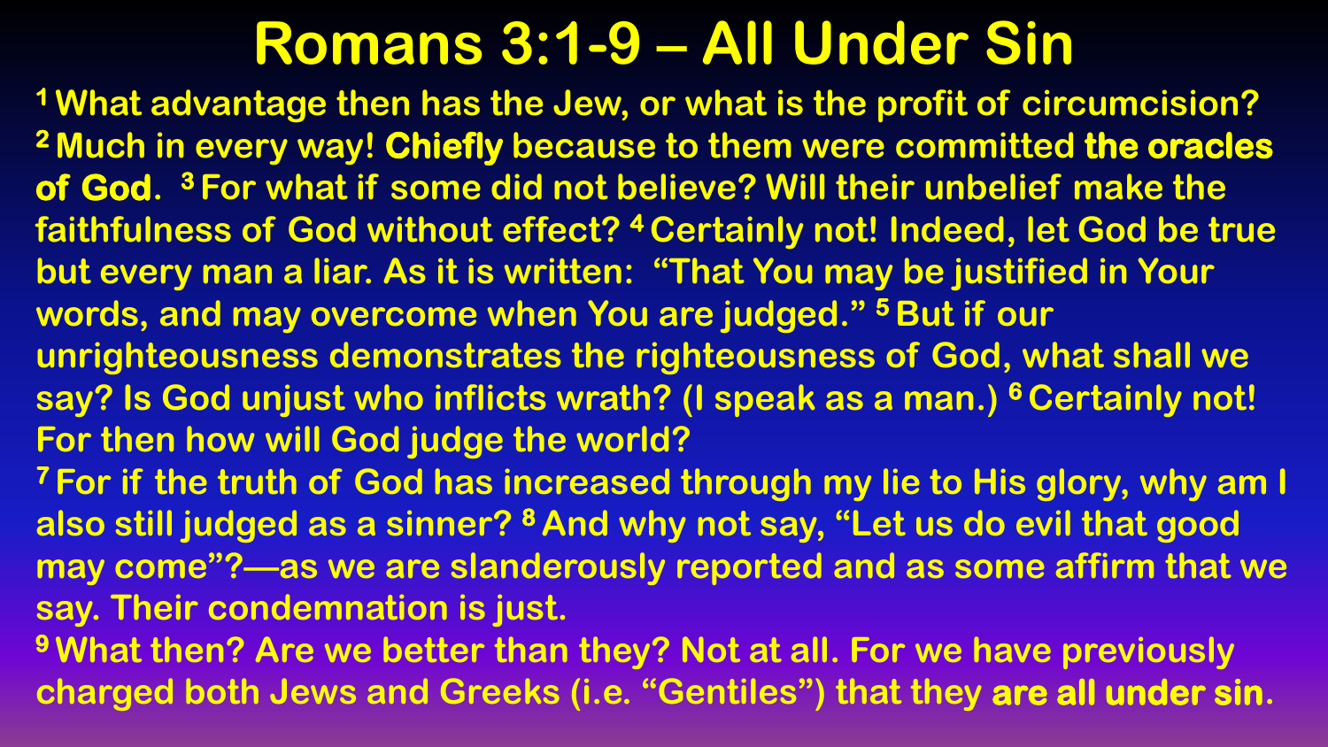# Romans 3:1-9 – All Under Sin

[1] What advantage then has the Jew, or what is the profit of circumcision? [2] Much in every way! **Chiefly** because to them were committed **the oracles of God**. [3] For what if some did not believe? Will their unbelief make the faithfulness of God without effect? [4] Certainly not! Indeed, let God be true but every man a liar. As it is written: "That You may be justified in Your words, and may overcome when You are judged." [5] But if our unrighteousness demonstrates the righteousness of God, what shall we say? Is God unjust who inflicts wrath? (I speak as a man.) [6] Certainly not! For then how will God judge the world?

[7] For if the truth of God has increased through my lie to His glory, why am I also still judged as a sinner? [8] And why not say, "Let us do evil that good may come"?—as we are slanderously reported and as some affirm that we say. Their condemnation is just.

[9] What then? Are we better than they? Not at all. For we have previously charged both Jews and Greeks (i.e. "Gentiles") that they **are all under sin**.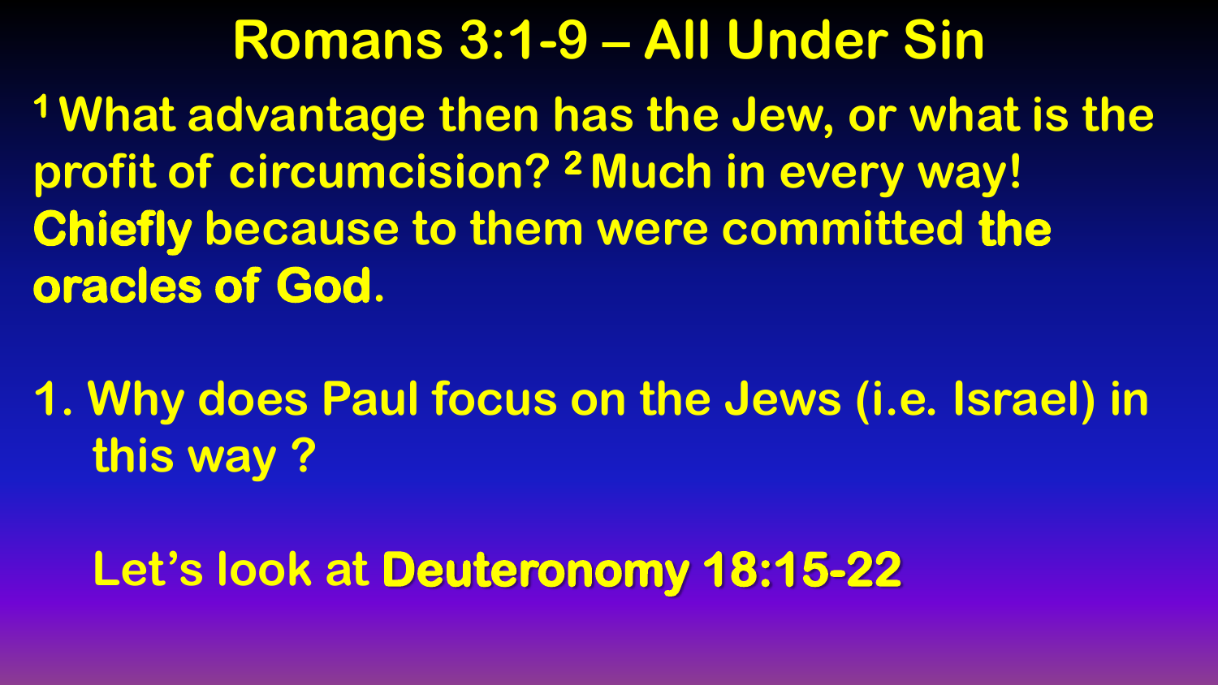# Romans 3:1-9 – All Under Sin

[1] What advantage then has the Jew, or what is the profit of circumcision? [2] Much in every way! **Chiefly** because to them were committed **the oracles of God**.

1. Why does Paul focus on the Jews (i.e. Israel) in this way ?

   Let's look at **Deuteronomy 18:15-22**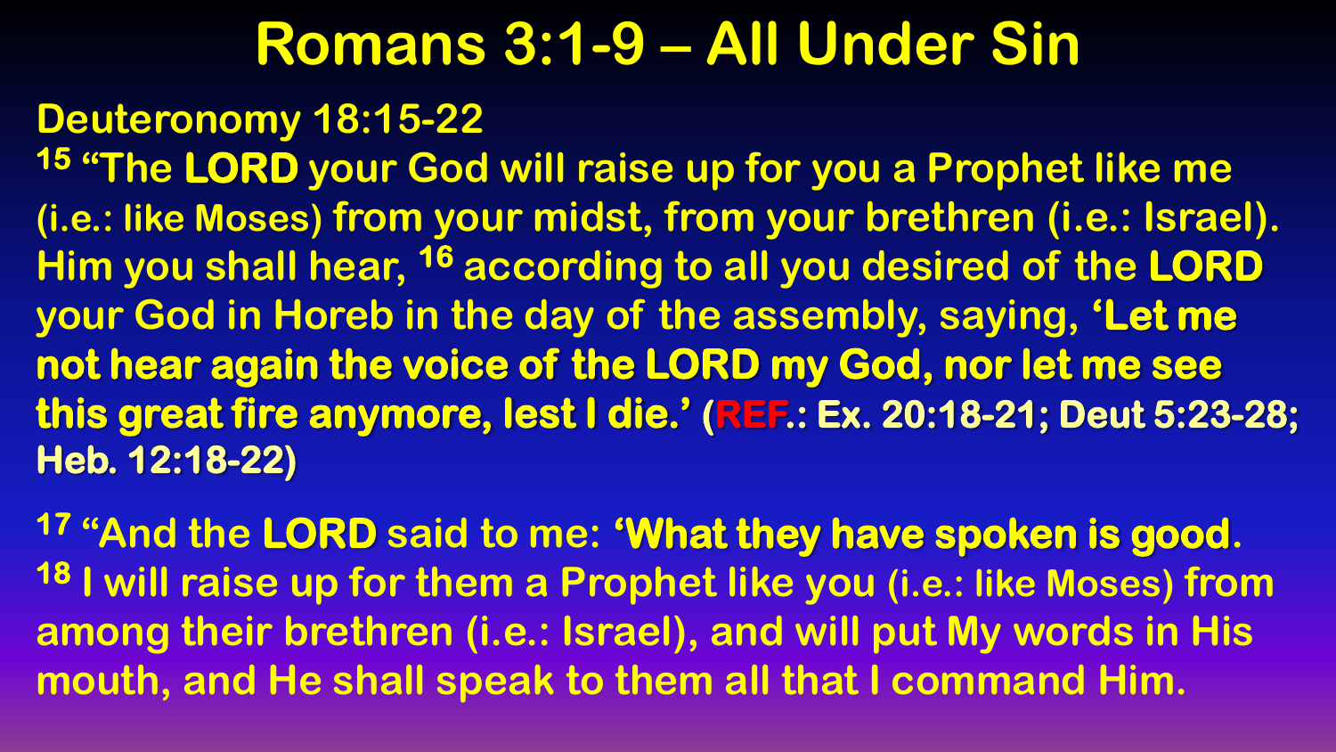# Romans 3:1-9 – All Under Sin

## Deuteronomy 18:15-22

[15] "The **LORD** your God will raise up for you a Prophet like me (i.e.: like Moses) from your midst, from your brethren (i.e.: Israel). Him you shall hear, [16] according to all you desired of the **LORD** your God in Horeb in the day of the assembly, saying, **'Let me not hear again the voice of the LORD my God, nor let me see this great fire anymore, lest I die.' (REF.: Ex. 20:18-21; Deut 5:23-28; Heb. 12:18-22)**

[17] "And the **LORD** said to me: **'What they have spoken is good**. [18] I will raise up for them a Prophet like you (i.e.: like Moses) from among their brethren (i.e.: Israel), and will put My words in His mouth, and He shall speak to them all that I command Him.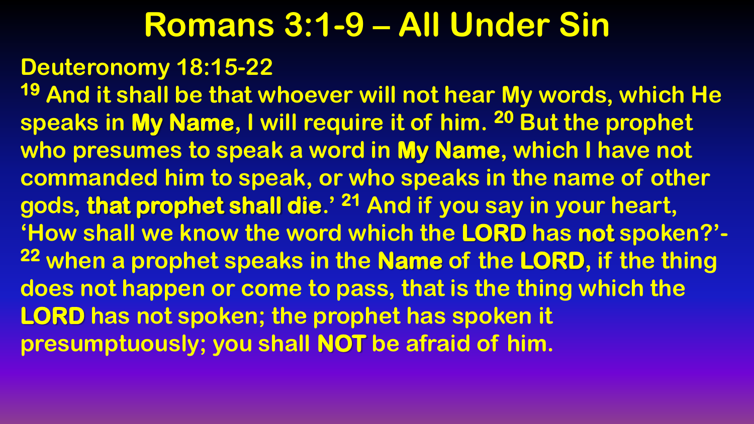# Romans 3:1-9 – All Under Sin

**Deuteronomy 18:15-22**

19 And it shall be that whoever will not hear My words, which He speaks in **My Name**, I will require it of him. 20 But the prophet who presumes to speak a word in **My Name**, which I have not commanded him to speak, or who speaks in the name of other gods, **that prophet shall die**.' 21 And if you say in your heart, 'How shall we know the word which the **LORD** has **not** spoken?'- 22 when a prophet speaks in the **Name** of the **LORD**, if the thing does not happen or come to pass, that is the thing which the **LORD** has not spoken; the prophet has spoken it presumptuously; you shall **NOT** be afraid of him.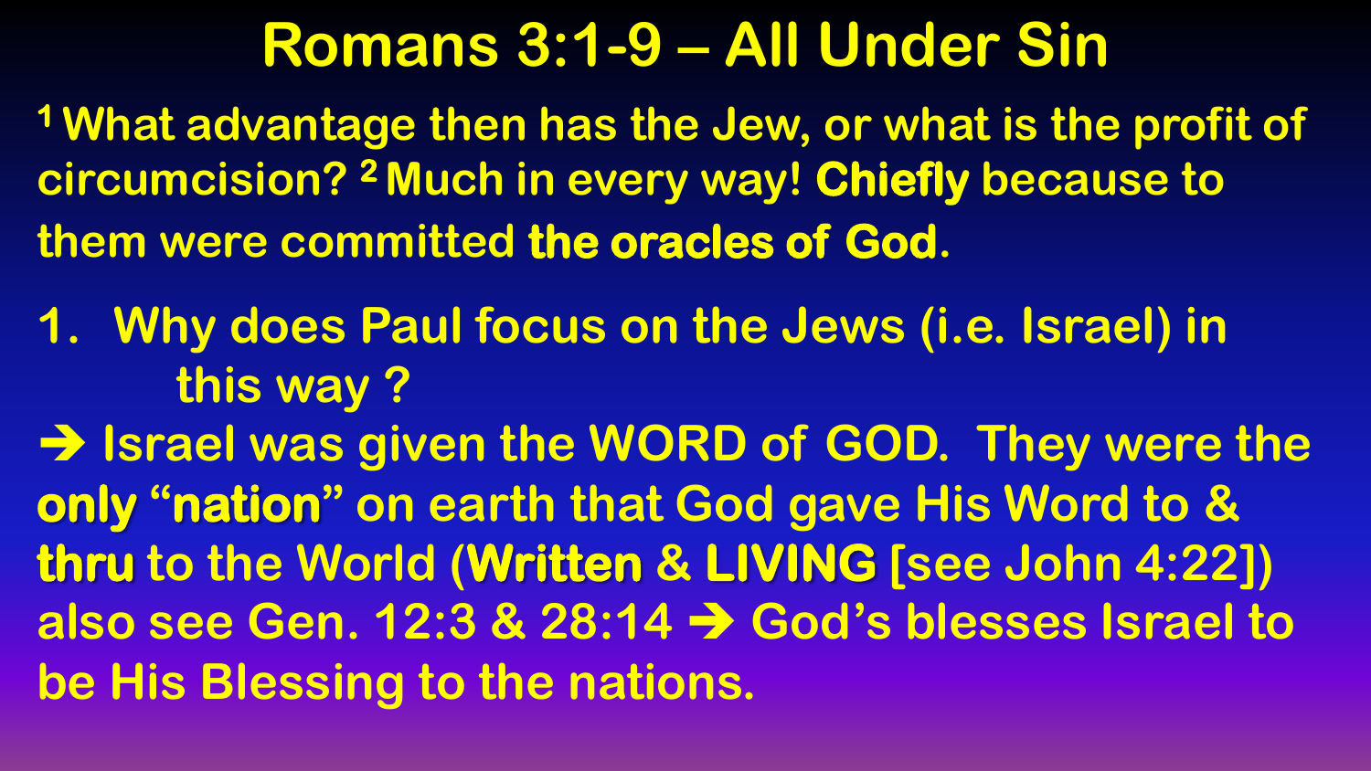# Romans 3:1-9 – All Under Sin

[1] What advantage then has the Jew, or what is the profit of circumcision? [2] Much in every way! **Chiefly** because to them were committed **the oracles of God**.

1. Why does Paul focus on the Jews (i.e. Israel) in this way ?

➔ Israel was given the WORD of GOD. They were the **only "nation"** on earth that God gave His Word to & **thru** to the World (**Written & LIVING** [see John 4:22]) also see Gen. 12:3 & 28:14 ➔ God's blesses Israel to be His Blessing to the nations.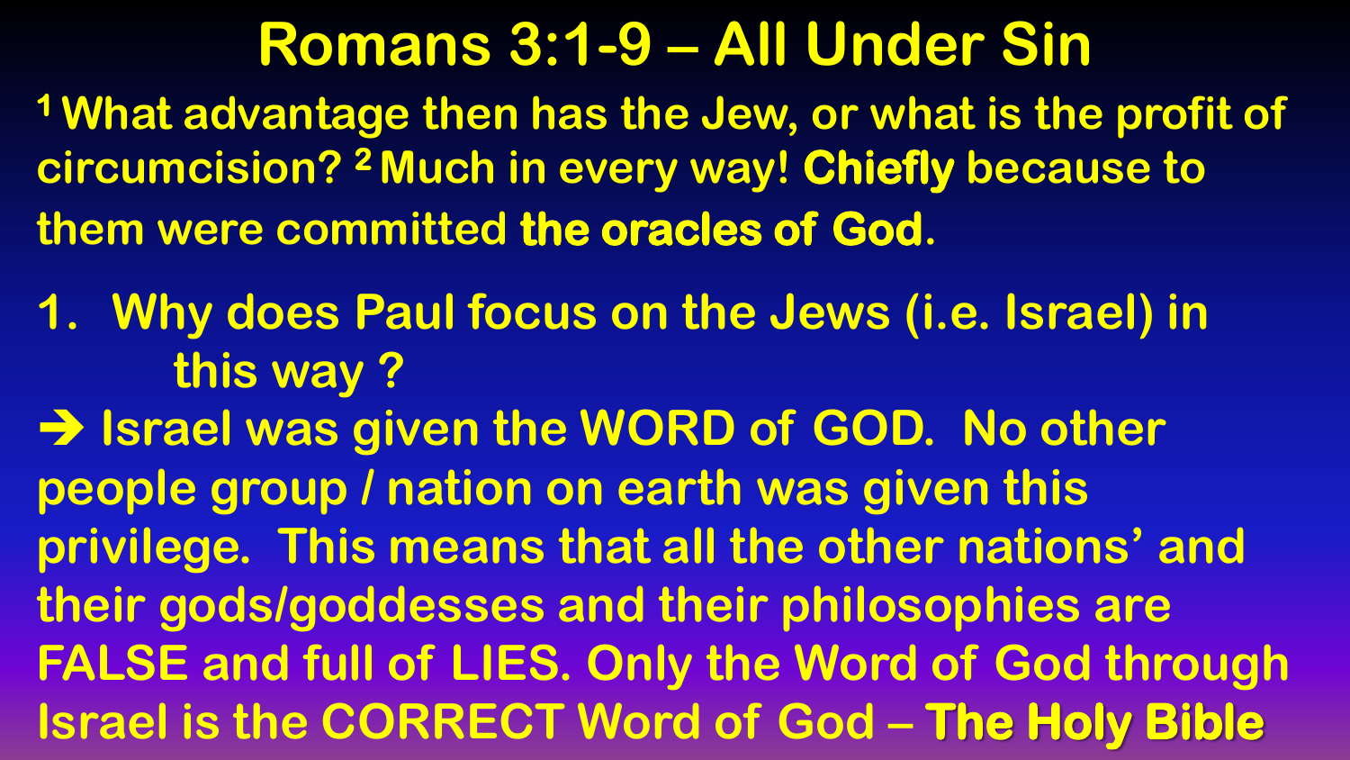# Romans 3:1-9 – All Under Sin

[1] What advantage then has the Jew, or what is the profit of circumcision? [2] Much in every way! **Chiefly** because to them were committed **the oracles of God**.

1. Why does Paul focus on the Jews (i.e. Israel) in this way ?

➔ Israel was given the WORD of GOD. No other people group / nation on earth was given this privilege. This means that all the other nations' and their gods/goddesses and their philosophies are FALSE and full of LIES. Only the Word of God through Israel is the CORRECT Word of God – **The Holy Bible**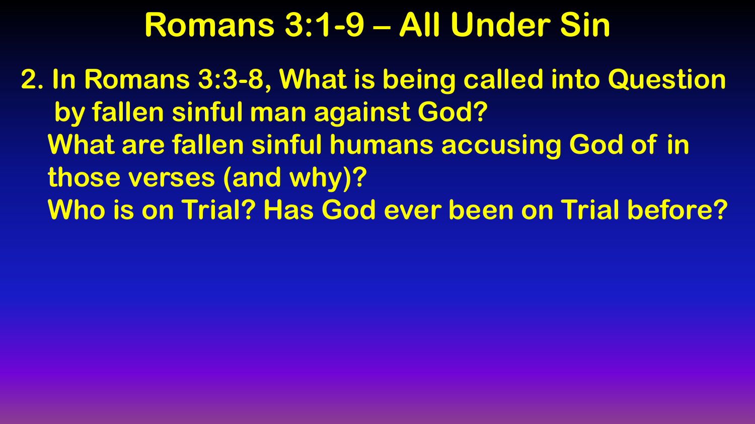# Romans 3:1-9 – All Under Sin

2. In Romans 3:3-8, What is being called into Question by fallen sinful man against God?

   What are fallen sinful humans accusing God of in those verses (and why)?

   Who is on Trial? Has God ever been on Trial before?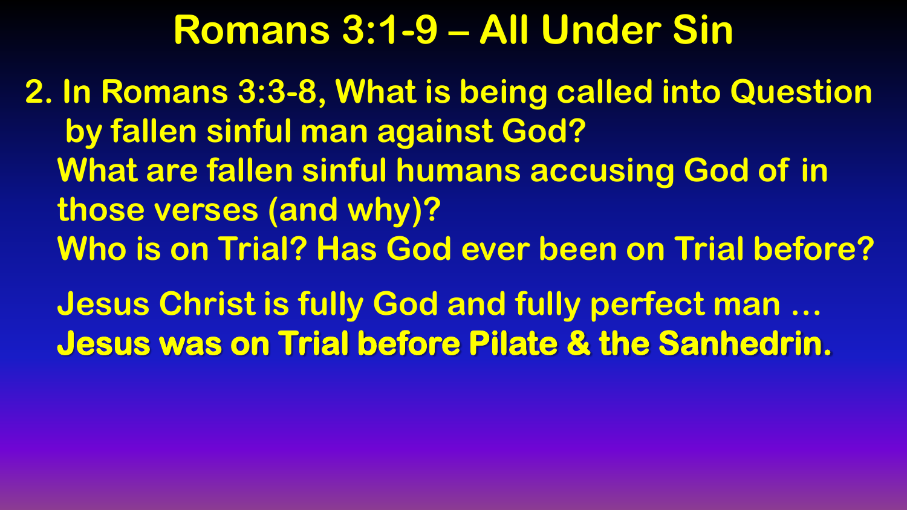# Romans 3:1-9 – All Under Sin

2. In Romans 3:3-8, What is being called into Question by fallen sinful man against God?

   What are fallen sinful humans accusing God of in those verses (and why)?

   Who is on Trial? Has God ever been on Trial before?

   Jesus Christ is fully God and fully perfect man …

   **Jesus was on Trial before Pilate & the Sanhedrin.**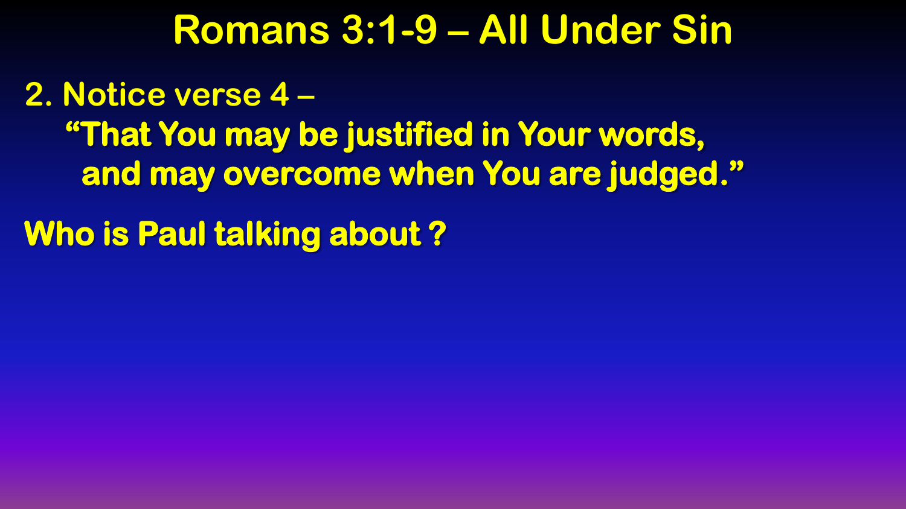# Romans 3:1-9 – All Under Sin

2. Notice verse 4 –

**"That You may be justified in Your words,**
**and may overcome when You are judged."**

**Who is Paul talking about ?**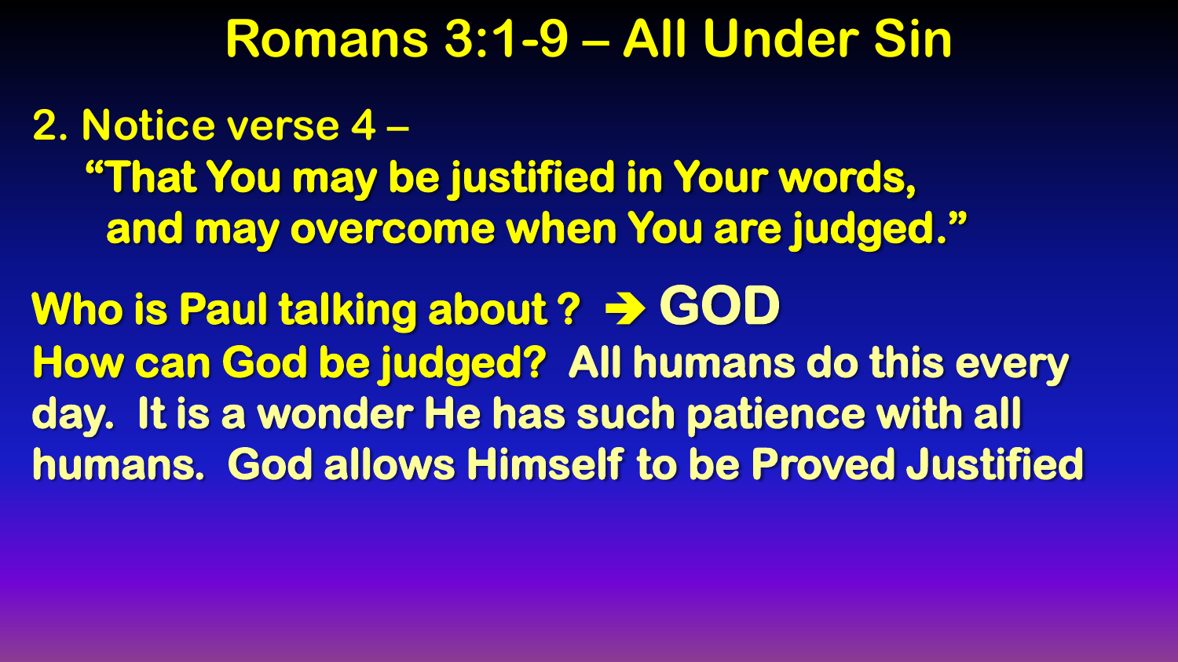# Romans 3:1-9 – All Under Sin

2. Notice verse 4 –

**"That You may be justified in Your words,
and may overcome when You are judged."**

**Who is Paul talking about ? ➔ GOD**

**How can God be judged? All humans do this every day. It is a wonder He has such patience with all humans. God allows Himself to be Proved Justified**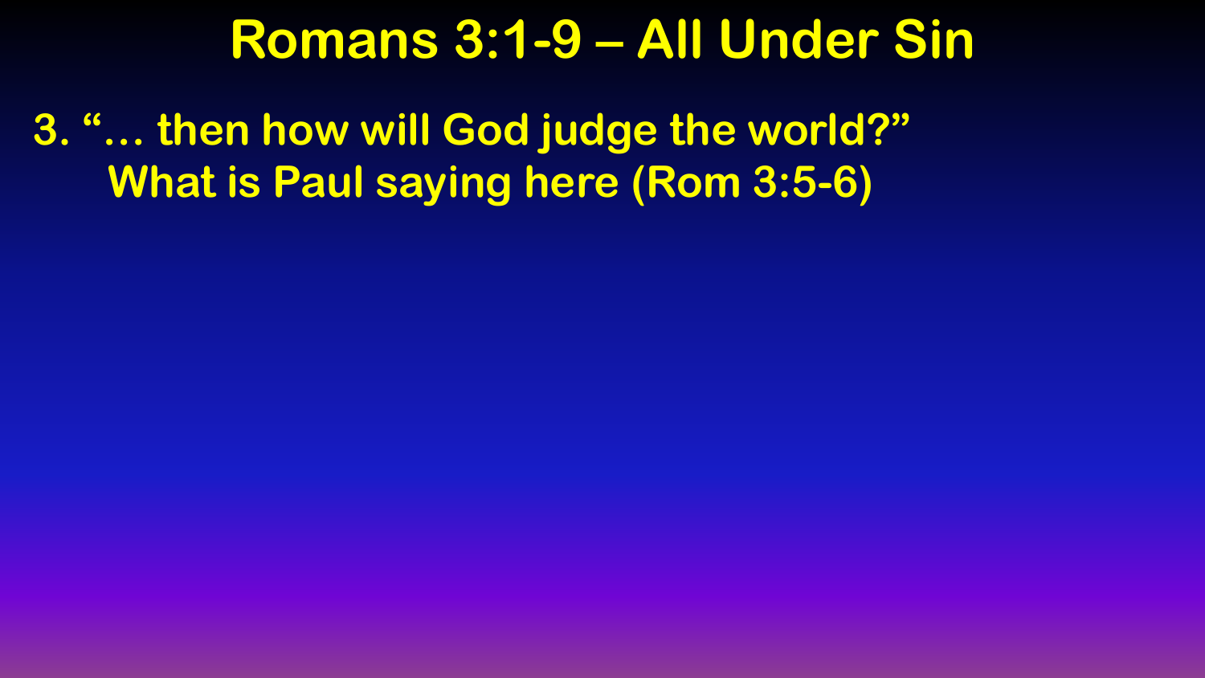# Romans 3:1-9 – All Under Sin

3. "… then how will God judge the world?"
   What is Paul saying here (Rom 3:5-6)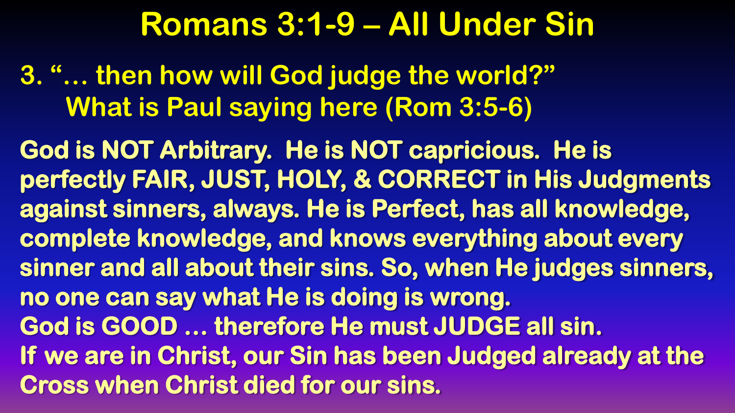# Romans 3:1-9 – All Under Sin

## 3. "… then how will God judge the world?" What is Paul saying here (Rom 3:5-6)

God is NOT Arbitrary. He is NOT capricious. He is perfectly FAIR, JUST, HOLY, & CORRECT in His Judgments against sinners, always. He is Perfect, has all knowledge, complete knowledge, and knows everything about every sinner and all about their sins. So, when He judges sinners, no one can say what He is doing is wrong.

God is GOOD … therefore He must JUDGE all sin.

If we are in Christ, our Sin has been Judged already at the Cross when Christ died for our sins.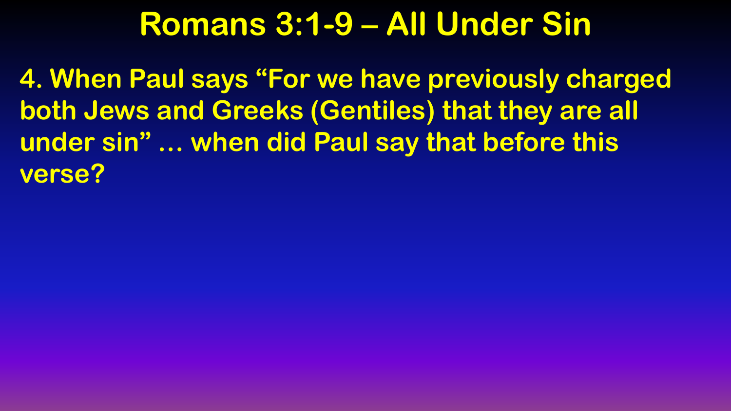# Romans 3:1-9 – All Under Sin

4. When Paul says “For we have previously charged both Jews and Greeks (Gentiles) that they are all under sin” … when did Paul say that before this verse?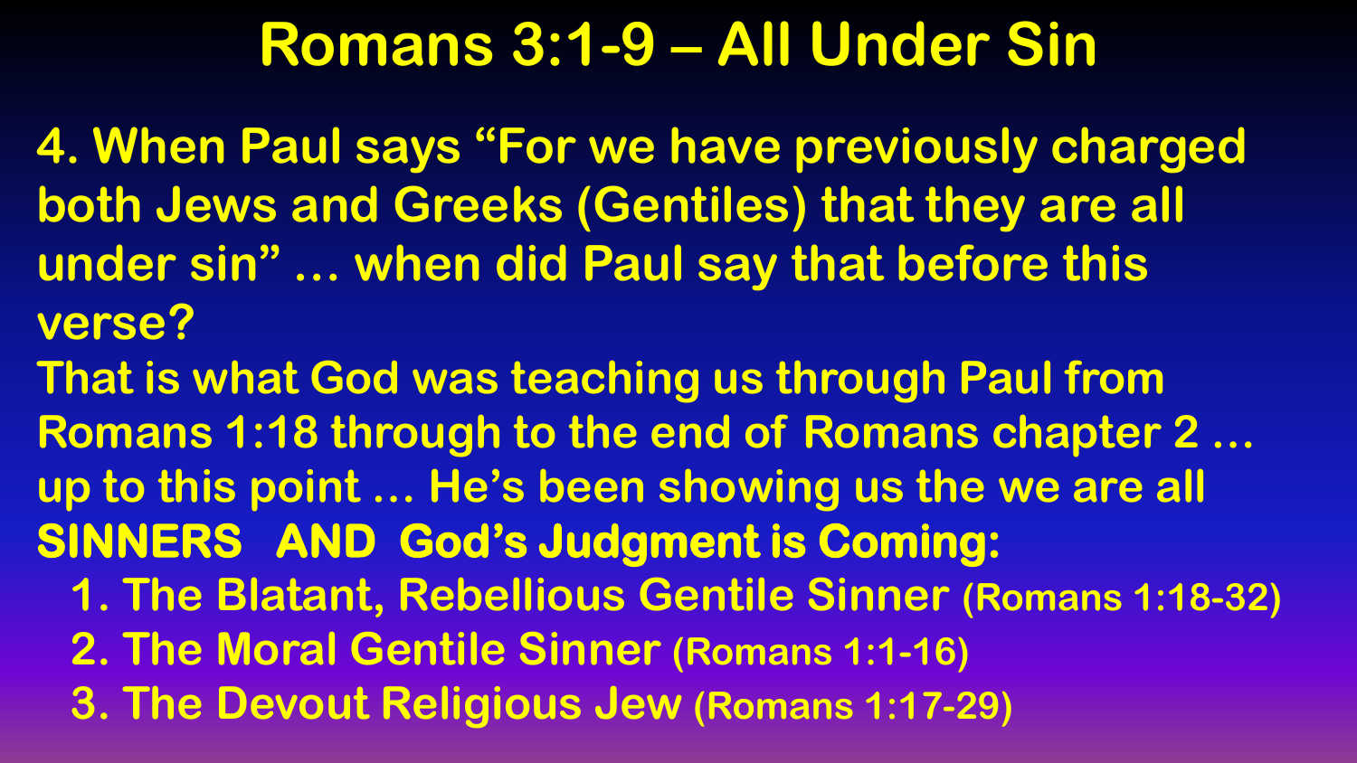# Romans 3:1-9 – All Under Sin

**4. When Paul says “For we have previously charged both Jews and Greeks (Gentiles) that they are all under sin” … when did Paul say that before this verse?**

**That is what God was teaching us through Paul from Romans 1:18 through to the end of Romans chapter 2 … up to this point … He’s been showing us the we are all SINNERS AND God’s Judgment is Coming:**

1. **The Blatant, Rebellious Gentile Sinner (Romans 1:18-32)**
2. **The Moral Gentile Sinner (Romans 1:1-16)**
3. **The Devout Religious Jew (Romans 1:17-29)**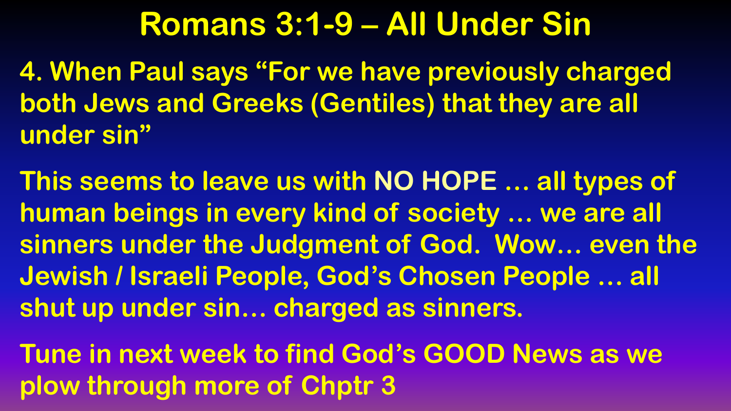# Romans 3:1-9 – All Under Sin

4. When Paul says "For we have previously charged both Jews and Greeks (Gentiles) that they are all under sin"

This seems to leave us with NO HOPE … all types of human beings in every kind of society … we are all sinners under the Judgment of God. Wow… even the Jewish / Israeli People, God's Chosen People … all shut up under sin… charged as sinners.

Tune in next week to find God's GOOD News as we plow through more of Chptr 3